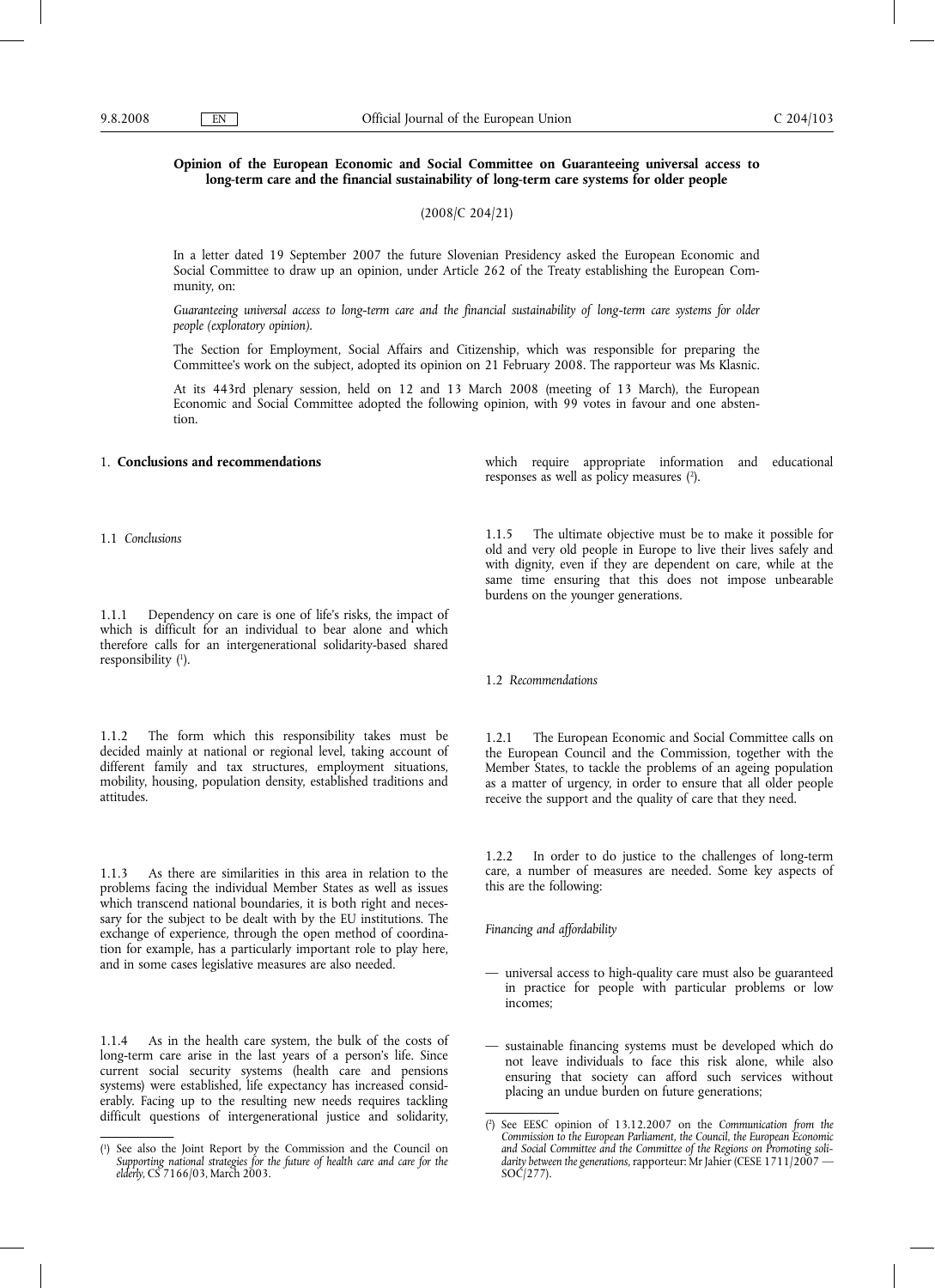**Opinion of the European Economic and Social Committee on Guaranteeing universal access to long-term care and the financial sustainability of long-term care systems for older people**

(2008/C 204/21)

In a letter dated 19 September 2007 the future Slovenian Presidency asked the European Economic and Social Committee to draw up an opinion, under Article 262 of the Treaty establishing the European Community, on:

*Guaranteeing universal access to long-term care and the financial sustainability of long-term care systems for older people (exploratory opinion).*

The Section for Employment, Social Affairs and Citizenship, which was responsible for preparing the Committee's work on the subject, adopted its opinion on 21 February 2008. The rapporteur was Ms Klasnic.

At its 443rd plenary session, held on 12 and 13 March 2008 (meeting of 13 March), the European Economic and Social Committee adopted the following opinion, with 99 votes in favour and one abstention.

## 1. **Conclusions and recommendations**

### 1.1 *Conclusions*

1.1.1 Dependency on care is one of life's risks, the impact of which is difficult for an individual to bear alone and which therefore calls for an intergenerational solidarity-based shared responsibility [1].

1.1.2 The form which this responsibility takes must be decided mainly at national or regional level, taking account of different family and tax structures, employment situations, mobility, housing, population density, established traditions and attitudes.

1.1.3 As there are similarities in this area in relation to the problems facing the individual Member States as well as issues which transcend national boundaries, it is both right and necessary for the subject to be dealt with by the EU institutions. The exchange of experience, through the open method of coordination for example, has a particularly important role to play here, and in some cases legislative measures are also needed.

1.1.4 As in the health care system, the bulk of the costs of long-term care arise in the last years of a person's life. Since current social security systems (health care and pensions systems) were established, life expectancy has increased considerably. Facing up to the resulting new needs requires tackling difficult questions of intergenerational justice and solidarity, which require appropriate information and educational responses as well as policy measures [2].

1.1.5 The ultimate objective must be to make it possible for old and very old people in Europe to live their lives safely and with dignity, even if they are dependent on care, while at the same time ensuring that this does not impose unbearable burdens on the younger generations.

### 1.2 *Recommendations*

1.2.1 The European Economic and Social Committee calls on the European Council and the Commission, together with the Member States, to tackle the problems of an ageing population as a matter of urgency, in order to ensure that all older people receive the support and the quality of care that they need.

1.2.2 In order to do justice to the challenges of long-term care, a number of measures are needed. Some key aspects of this are the following:

*Financing and affordability*

- universal access to high-quality care must also be guaranteed in practice for people with particular problems or low incomes;
- sustainable financing systems must be developed which do not leave individuals to face this risk alone, while also ensuring that society can afford such services without placing an undue burden on future generations;

---

[1] See also the Joint Report by the Commission and the Council on *Supporting national strategies for the future of health care and care for the elderly*, CS 7166/03, March 2003.

[2] See EESC opinion of 13.12.2007 on the *Communication from the Commission to the European Parliament, the Council, the European Economic and Social Committee and the Committee of the Regions on Promoting solidarity between the generations*, rapporteur: Mr Jahier (CESE 1711/2007 — SOC/277).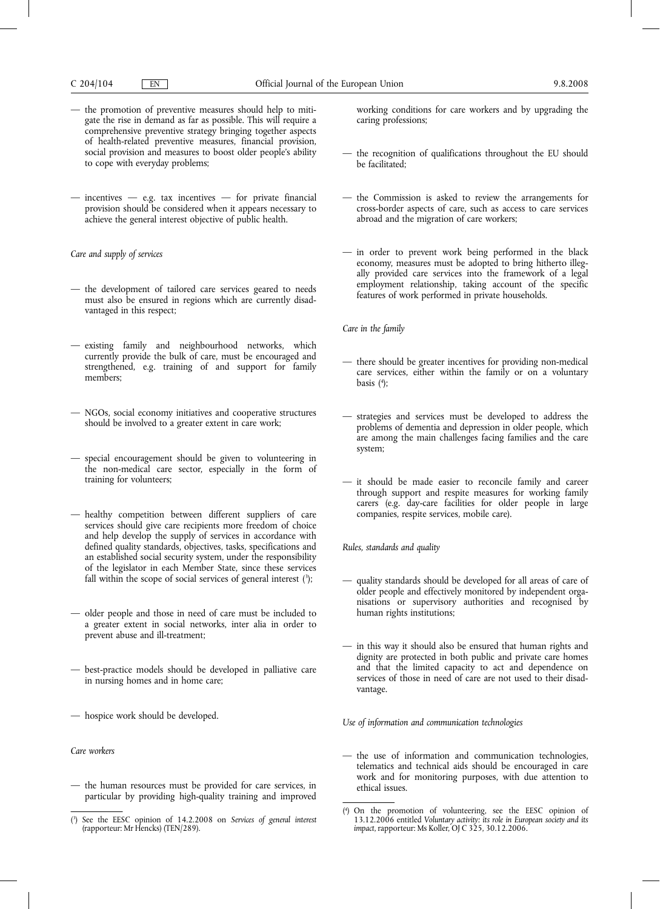— the promotion of preventive measures should help to mitigate the rise in demand as far as possible. This will require a comprehensive preventive strategy bringing together aspects of health-related preventive measures, financial provision, social provision and measures to boost older people's ability to cope with everyday problems;

— incentives — e.g. tax incentives — for private financial provision should be considered when it appears necessary to achieve the general interest objective of public health.

*Care and supply of services*

— the development of tailored care services geared to needs must also be ensured in regions which are currently disadvantaged in this respect;

— existing family and neighbourhood networks, which currently provide the bulk of care, must be encouraged and strengthened, e.g. training of and support for family members;

— NGOs, social economy initiatives and cooperative structures should be involved to a greater extent in care work;

— special encouragement should be given to volunteering in the non-medical care sector, especially in the form of training for volunteers;

— healthy competition between different suppliers of care services should give care recipients more freedom of choice and help develop the supply of services in accordance with defined quality standards, objectives, tasks, specifications and an established social security system, under the responsibility of the legislator in each Member State, since these services fall within the scope of social services of general interest [3];

— older people and those in need of care must be included to a greater extent in social networks, inter alia in order to prevent abuse and ill-treatment;

— best-practice models should be developed in palliative care in nursing homes and in home care;

— hospice work should be developed.

*Care workers*

— the human resources must be provided for care services, in particular by providing high-quality training and improved working conditions for care workers and by upgrading the caring professions;

— the recognition of qualifications throughout the EU should be facilitated;

— the Commission is asked to review the arrangements for cross-border aspects of care, such as access to care services abroad and the migration of care workers;

— in order to prevent work being performed in the black economy, measures must be adopted to bring hitherto illegally provided care services into the framework of a legal employment relationship, taking account of the specific features of work performed in private households.

*Care in the family*

— there should be greater incentives for providing non-medical care services, either within the family or on a voluntary basis [4];

— strategies and services must be developed to address the problems of dementia and depression in older people, which are among the main challenges facing families and the care system;

— it should be made easier to reconcile family and career through support and respite measures for working family carers (e.g. day-care facilities for older people in large companies, respite services, mobile care).

*Rules, standards and quality*

— quality standards should be developed for all areas of care of older people and effectively monitored by independent organisations or supervisory authorities and recognised by human rights institutions;

— in this way it should also be ensured that human rights and dignity are protected in both public and private care homes and that the limited capacity to act and dependence on services of those in need of care are not used to their disadvantage.

*Use of information and communication technologies*

— the use of information and communication technologies, telematics and technical aids should be encouraged in care work and for monitoring purposes, with due attention to ethical issues.

---

[3] See the EESC opinion of 14.2.2008 on *Services of general interest* (rapporteur: Mr Hencks) (TEN/289).

[4] On the promotion of volunteering, see the EESC opinion of 13.12.2006 entitled *Voluntary activity: its role in European society and its impact*, rapporteur: Ms Koller, OJ C 325, 30.12.2006.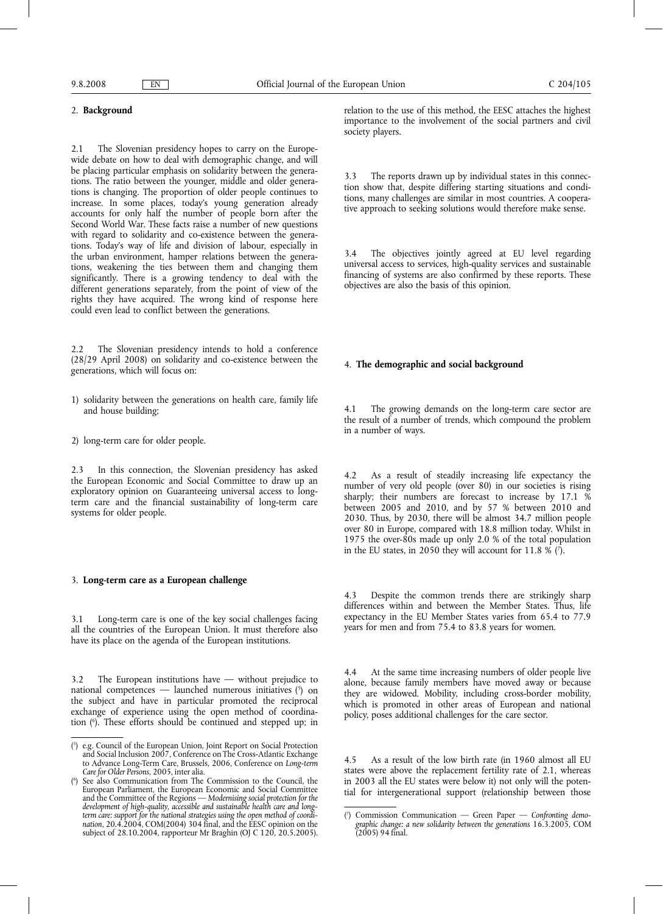## 2. **Background**

2.1 The Slovenian presidency hopes to carry on the Europe-wide debate on how to deal with demographic change, and will be placing particular emphasis on solidarity between the generations. The ratio between the younger, middle and older generations is changing. The proportion of older people continues to increase. In some places, today's young generation already accounts for only half the number of people born after the Second World War. These facts raise a number of new questions with regard to solidarity and co-existence between the generations. Today's way of life and division of labour, especially in the urban environment, hamper relations between the generations, weakening the ties between them and changing them significantly. There is a growing tendency to deal with the different generations separately, from the point of view of the rights they have acquired. The wrong kind of response here could even lead to conflict between the generations.

2.2 The Slovenian presidency intends to hold a conference (28/29 April 2008) on solidarity and co-existence between the generations, which will focus on:

1) solidarity between the generations on health care, family life and house building;

2) long-term care for older people.

2.3 In this connection, the Slovenian presidency has asked the European Economic and Social Committee to draw up an exploratory opinion on Guaranteeing universal access to long-term care and the financial sustainability of long-term care systems for older people.

## 3. **Long-term care as a European challenge**

3.1 Long-term care is one of the key social challenges facing all the countries of the European Union. It must therefore also have its place on the agenda of the European institutions.

3.2 The European institutions have — without prejudice to national competences — launched numerous initiatives [5] on the subject and have in particular promoted the reciprocal exchange of experience using the open method of coordination [6]. These efforts should be continued and stepped up; in relation to the use of this method, the EESC attaches the highest importance to the involvement of the social partners and civil society players.

3.3 The reports drawn up by individual states in this connection show that, despite differing starting situations and conditions, many challenges are similar in most countries. A cooperative approach to seeking solutions would therefore make sense.

3.4 The objectives jointly agreed at EU level regarding universal access to services, high-quality services and sustainable financing of systems are also confirmed by these reports. These objectives are also the basis of this opinion.

## 4. **The demographic and social background**

4.1 The growing demands on the long-term care sector are the result of a number of trends, which compound the problem in a number of ways.

4.2 As a result of steadily increasing life expectancy the number of very old people (over 80) in our societies is rising sharply; their numbers are forecast to increase by 17.1 % between 2005 and 2010, and by 57 % between 2010 and 2030. Thus, by 2030, there will be almost 34.7 million people over 80 in Europe, compared with 18.8 million today. Whilst in 1975 the over-80s made up only 2.0 % of the total population in the EU states, in 2050 they will account for 11.8 % [7].

4.3 Despite the common trends there are strikingly sharp differences within and between the Member States. Thus, life expectancy in the EU Member States varies from 65.4 to 77.9 years for men and from 75.4 to 83.8 years for women.

4.4 At the same time increasing numbers of older people live alone, because family members have moved away or because they are widowed. Mobility, including cross-border mobility, which is promoted in other areas of European and national policy, poses additional challenges for the care sector.

4.5 As a result of the low birth rate (in 1960 almost all EU states were above the replacement fertility rate of 2.1, whereas in 2003 all the EU states were below it) not only will the potential for intergenerational support (relationship between those

---

[5] e.g. Council of the European Union, Joint Report on Social Protection and Social Inclusion 2007, Conference on The Cross-Atlantic Exchange to Advance Long-Term Care, Brussels, 2006, Conference on *Long-term Care for Older Persons*, 2005, inter alia.

[6] See also Communication from The Commission to the Council, the European Parliament, the European Economic and Social Committee and the Committee of the Regions — *Modernising social protection for the development of high-quality, accessible and sustainable health care and long-term care: support for the national strategies using the open method of coordination*, 20.4.2004, COM(2004) 304 final, and the EESC opinion on the subject of 28.10.2004, rapporteur Mr Braghin (OJ C 120, 20.5.2005).

[7] Commission Communication — Green Paper — *Confronting demographic change: a new solidarity between the generations* 16.3.2005, COM (2005) 94 final.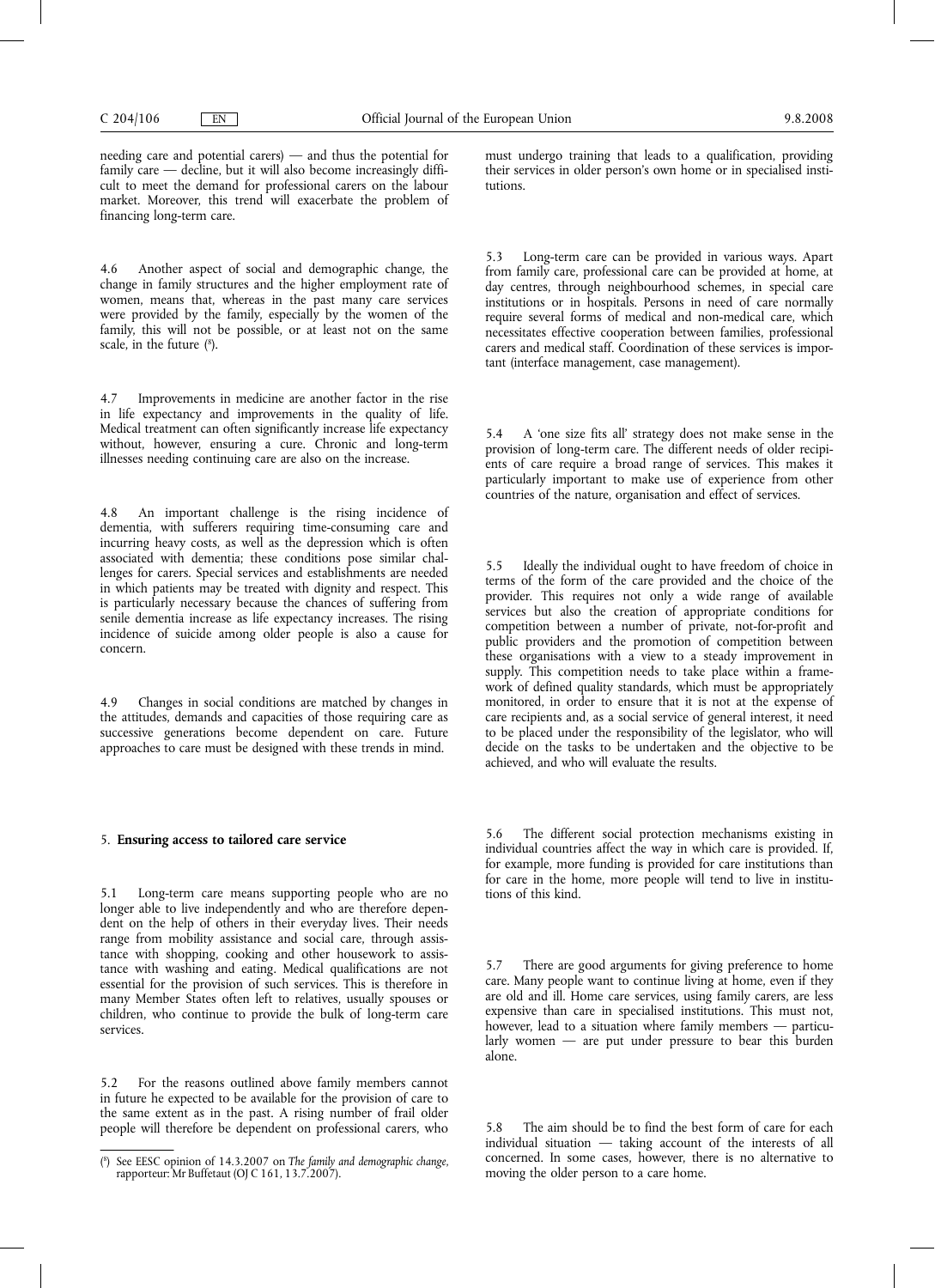needing care and potential carers) — and thus the potential for family care — decline, but it will also become increasingly difficult to meet the demand for professional carers on the labour market. Moreover, this trend will exacerbate the problem of financing long-term care.

4.6 Another aspect of social and demographic change, the change in family structures and the higher employment rate of women, means that, whereas in the past many care services were provided by the family, especially by the women of the family, this will not be possible, or at least not on the same scale, in the future [8].

4.7 Improvements in medicine are another factor in the rise in life expectancy and improvements in the quality of life. Medical treatment can often significantly increase life expectancy without, however, ensuring a cure. Chronic and long-term illnesses needing continuing care are also on the increase.

4.8 An important challenge is the rising incidence of dementia, with sufferers requiring time-consuming care and incurring heavy costs, as well as the depression which is often associated with dementia; these conditions pose similar challenges for carers. Special services and establishments are needed in which patients may be treated with dignity and respect. This is particularly necessary because the chances of suffering from senile dementia increase as life expectancy increases. The rising incidence of suicide among older people is also a cause for concern.

4.9 Changes in social conditions are matched by changes in the attitudes, demands and capacities of those requiring care as successive generations become dependent on care. Future approaches to care must be designed with these trends in mind.

## 5. **Ensuring access to tailored care service**

5.1 Long-term care means supporting people who are no longer able to live independently and who are therefore dependent on the help of others in their everyday lives. Their needs range from mobility assistance and social care, through assistance with shopping, cooking and other housework to assistance with washing and eating. Medical qualifications are not essential for the provision of such services. This is therefore in many Member States often left to relatives, usually spouses or children, who continue to provide the bulk of long-term care services.

5.2 For the reasons outlined above family members cannot in future he expected to be available for the provision of care to the same extent as in the past. A rising number of frail older people will therefore be dependent on professional carers, who must undergo training that leads to a qualification, providing their services in older person's own home or in specialised institutions.

5.3 Long-term care can be provided in various ways. Apart from family care, professional care can be provided at home, at day centres, through neighbourhood schemes, in special care institutions or in hospitals. Persons in need of care normally require several forms of medical and non-medical care, which necessitates effective cooperation between families, professional carers and medical staff. Coordination of these services is important (interface management, case management).

5.4 A 'one size fits all' strategy does not make sense in the provision of long-term care. The different needs of older recipients of care require a broad range of services. This makes it particularly important to make use of experience from other countries of the nature, organisation and effect of services.

5.5 Ideally the individual ought to have freedom of choice in terms of the form of the care provided and the choice of the provider. This requires not only a wide range of available services but also the creation of appropriate conditions for competition between a number of private, not-for-profit and public providers and the promotion of competition between these organisations with a view to a steady improvement in supply. This competition needs to take place within a framework of defined quality standards, which must be appropriately monitored, in order to ensure that it is not at the expense of care recipients and, as a social service of general interest, it need to be placed under the responsibility of the legislator, who will decide on the tasks to be undertaken and the objective to be achieved, and who will evaluate the results.

5.6 The different social protection mechanisms existing in individual countries affect the way in which care is provided. If, for example, more funding is provided for care institutions than for care in the home, more people will tend to live in institutions of this kind.

5.7 There are good arguments for giving preference to home care. Many people want to continue living at home, even if they are old and ill. Home care services, using family carers, are less expensive than care in specialised institutions. This must not, however, lead to a situation where family members — particularly women — are put under pressure to bear this burden alone.

5.8 The aim should be to find the best form of care for each individual situation — taking account of the interests of all concerned. In some cases, however, there is no alternative to moving the older person to a care home.

---

[8] See EESC opinion of 14.3.2007 on *The family and demographic change*, rapporteur: Mr Buffetaut (OJ C 161, 13.7.2007).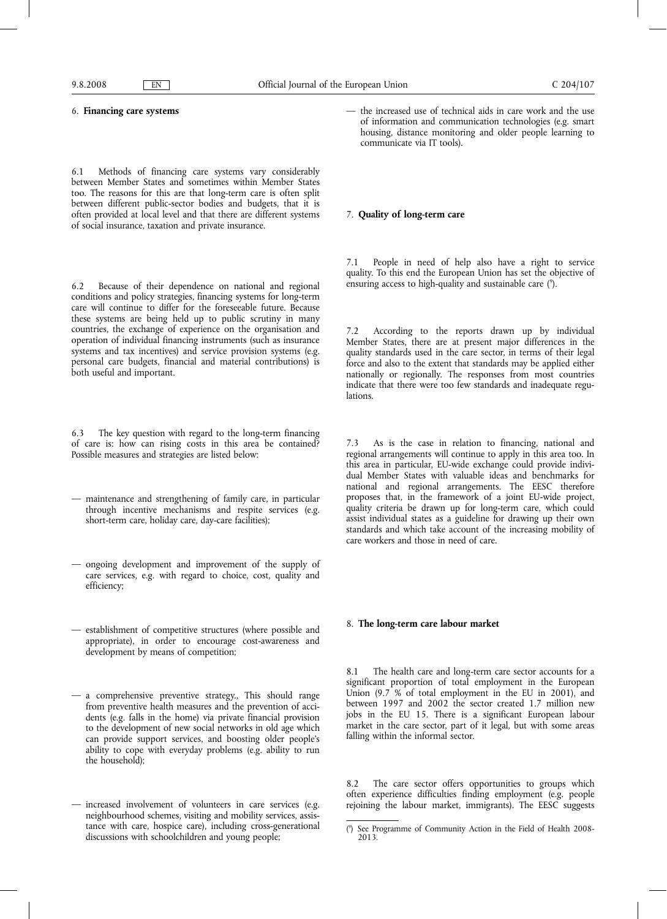## 6. **Financing care systems**

6.1 Methods of financing care systems vary considerably between Member States and sometimes within Member States too. The reasons for this are that long-term care is often split between different public-sector bodies and budgets, that it is often provided at local level and that there are different systems of social insurance, taxation and private insurance.

6.2 Because of their dependence on national and regional conditions and policy strategies, financing systems for long-term care will continue to differ for the foreseeable future. Because these systems are being held up to public scrutiny in many countries, the exchange of experience on the organisation and operation of individual financing instruments (such as insurance systems and tax incentives) and service provision systems (e.g. personal care budgets, financial and material contributions) is both useful and important.

6.3 The key question with regard to the long-term financing of care is: how can rising costs in this area be contained? Possible measures and strategies are listed below:

- maintenance and strengthening of family care, in particular through incentive mechanisms and respite services (e.g. short-term care, holiday care, day-care facilities);
- ongoing development and improvement of the supply of care services, e.g. with regard to choice, cost, quality and efficiency;
- establishment of competitive structures (where possible and appropriate), in order to encourage cost-awareness and development by means of competition;
- a comprehensive preventive strategy., This should range from preventive health measures and the prevention of accidents (e.g. falls in the home) via private financial provision to the development of new social networks in old age which can provide support services, and boosting older people's ability to cope with everyday problems (e.g. ability to run the household);
- increased involvement of volunteers in care services (e.g. neighbourhood schemes, visiting and mobility services, assistance with care, hospice care), including cross-generational discussions with schoolchildren and young people;
- the increased use of technical aids in care work and the use of information and communication technologies (e.g. smart housing, distance monitoring and older people learning to communicate via IT tools).

## 7. **Quality of long-term care**

7.1 People in need of help also have a right to service quality. To this end the European Union has set the objective of ensuring access to high-quality and sustainable care [9].

7.2 According to the reports drawn up by individual Member States, there are at present major differences in the quality standards used in the care sector, in terms of their legal force and also to the extent that standards may be applied either nationally or regionally. The responses from most countries indicate that there were too few standards and inadequate regulations.

7.3 As is the case in relation to financing, national and regional arrangements will continue to apply in this area too. In this area in particular, EU-wide exchange could provide individual Member States with valuable ideas and benchmarks for national and regional arrangements. The EESC therefore proposes that, in the framework of a joint EU-wide project, quality criteria be drawn up for long-term care, which could assist individual states as a guideline for drawing up their own standards and which take account of the increasing mobility of care workers and those in need of care.

## 8. **The long-term care labour market**

8.1 The health care and long-term care sector accounts for a significant proportion of total employment in the European Union (9.7 % of total employment in the EU in 2001), and between 1997 and 2002 the sector created 1.7 million new jobs in the EU 15. There is a significant European labour market in the care sector, part of it legal, but with some areas falling within the informal sector.

8.2 The care sector offers opportunities to groups which often experience difficulties finding employment (e.g. people rejoining the labour market, immigrants). The EESC suggests

---

[9] See Programme of Community Action in the Field of Health 2008-2013.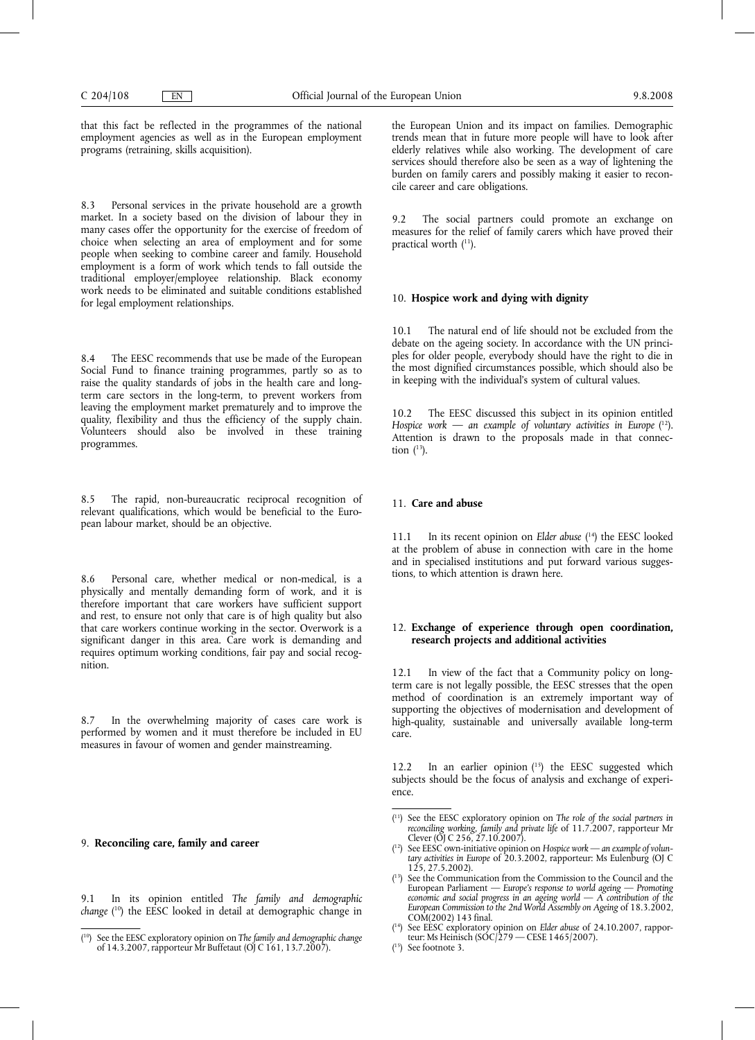that this fact be reflected in the programmes of the national employment agencies as well as in the European employment programs (retraining, skills acquisition).

8.3 Personal services in the private household are a growth market. In a society based on the division of labour they in many cases offer the opportunity for the exercise of freedom of choice when selecting an area of employment and for some people when seeking to combine career and family. Household employment is a form of work which tends to fall outside the traditional employer/employee relationship. Black economy work needs to be eliminated and suitable conditions established for legal employment relationships.

8.4 The EESC recommends that use be made of the European Social Fund to finance training programmes, partly so as to raise the quality standards of jobs in the health care and long-term care sectors in the long-term, to prevent workers from leaving the employment market prematurely and to improve the quality, flexibility and thus the efficiency of the supply chain. Volunteers should also be involved in these training programmes.

8.5 The rapid, non-bureaucratic reciprocal recognition of relevant qualifications, which would be beneficial to the European labour market, should be an objective.

8.6 Personal care, whether medical or non-medical, is a physically and mentally demanding form of work, and it is therefore important that care workers have sufficient support and rest, to ensure not only that care is of high quality but also that care workers continue working in the sector. Overwork is a significant danger in this area. Care work is demanding and requires optimum working conditions, fair pay and social recognition.

8.7 In the overwhelming majority of cases care work is performed by women and it must therefore be included in EU measures in favour of women and gender mainstreaming.

## 9. **Reconciling care, family and career**

9.1 In its opinion entitled *The family and demographic change* [10] the EESC looked in detail at demographic change in the European Union and its impact on families. Demographic trends mean that in future more people will have to look after elderly relatives while also working. The development of care services should therefore also be seen as a way of lightening the burden on family carers and possibly making it easier to reconcile career and care obligations.

9.2 The social partners could promote an exchange on measures for the relief of family carers which have proved their practical worth [11].

## 10. **Hospice work and dying with dignity**

10.1 The natural end of life should not be excluded from the debate on the ageing society. In accordance with the UN principles for older people, everybody should have the right to die in the most dignified circumstances possible, which should also be in keeping with the individual's system of cultural values.

10.2 The EESC discussed this subject in its opinion entitled *Hospice work — an example of voluntary activities in Europe* [12]. Attention is drawn to the proposals made in that connection [13].

## 11. **Care and abuse**

11.1 In its recent opinion on *Elder abuse* [14] the EESC looked at the problem of abuse in connection with care in the home and in specialised institutions and put forward various suggestions, to which attention is drawn here.

## 12. **Exchange of experience through open coordination, research projects and additional activities**

12.1 In view of the fact that a Community policy on long-term care is not legally possible, the EESC stresses that the open method of coordination is an extremely important way of supporting the objectives of modernisation and development of high-quality, sustainable and universally available long-term care.

12.2 In an earlier opinion [15] the EESC suggested which subjects should be the focus of analysis and exchange of experience.

---

[10] See the EESC exploratory opinion on *The family and demographic change* of 14.3.2007, rapporteur Mr Buffetaut (OJ C 161, 13.7.2007).

[11] See the EESC exploratory opinion on *The role of the social partners in reconciling working, family and private life* of 11.7.2007, rapporteur Mr Clever (OJ C 256, 27.10.2007).

[12] See EESC own-initiative opinion on *Hospice work — an example of voluntary activities in Europe* of 20.3.2002, rapporteur: Ms Eulenburg (OJ C 125, 27.5.2002).

[13] See the Communication from the Commission to the Council and the European Parliament — *Europe's response to world ageing — Promoting economic and social progress in an ageing world — A contribution of the European Commission to the 2nd World Assembly on Ageing* of 18.3.2002, COM(2002) 143 final.

[14] See EESC exploratory opinion on *Elder abuse* of 24.10.2007, rapporteur: Ms Heinisch (SOC/279 — CESE 1465/2007).

[15] See footnote 3.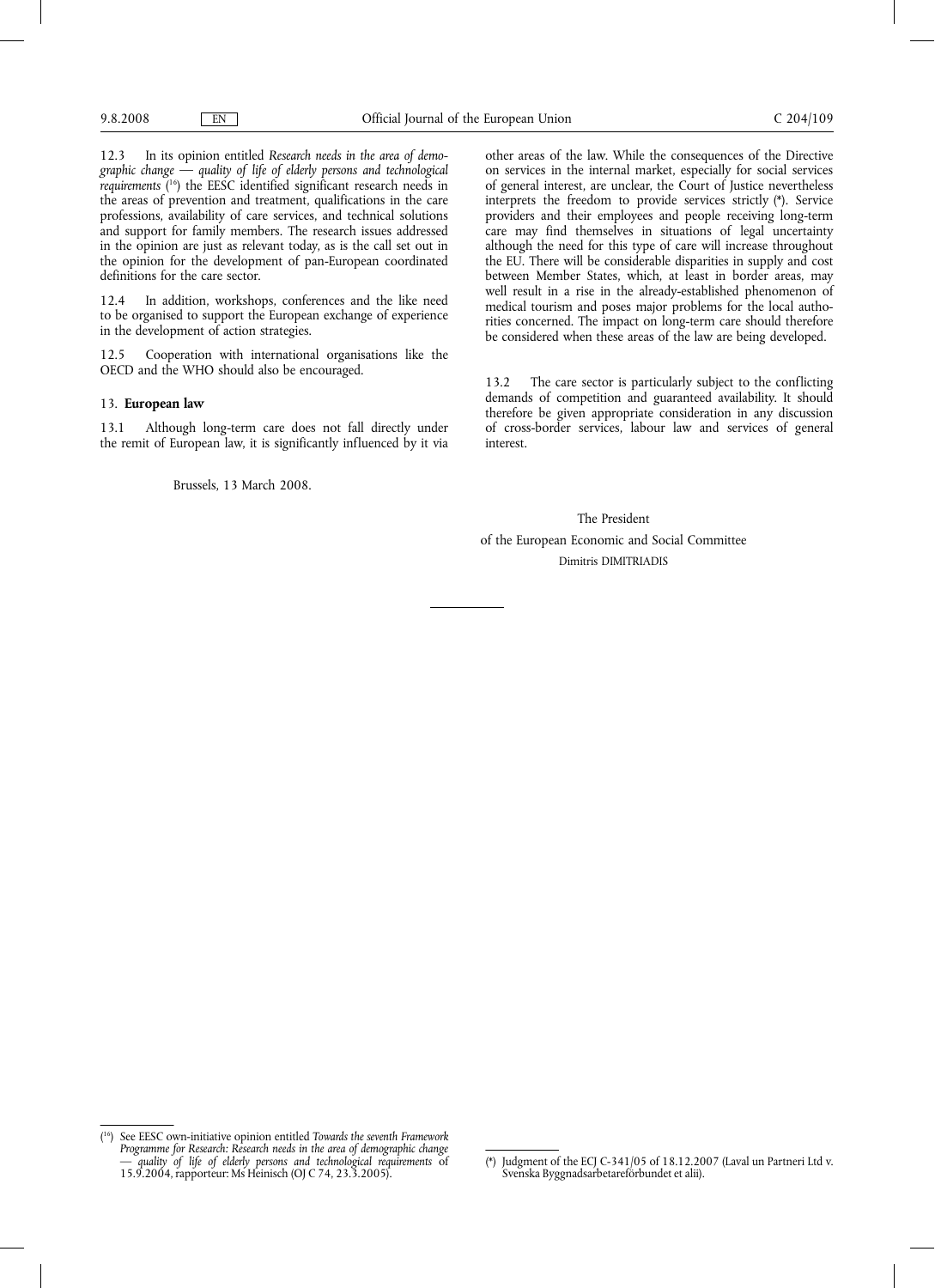12.3 In its opinion entitled *Research needs in the area of demographic change — quality of life of elderly persons and technological requirements* ([16]) the EESC identified significant research needs in the areas of prevention and treatment, qualifications in the care professions, availability of care services, and technical solutions and support for family members. The research issues addressed in the opinion are just as relevant today, as is the call set out in the opinion for the development of pan-European coordinated definitions for the care sector.

12.4 In addition, workshops, conferences and the like need to be organised to support the European exchange of experience in the development of action strategies.

12.5 Cooperation with international organisations like the OECD and the WHO should also be encouraged.

## 13. **European law**

13.1 Although long-term care does not fall directly under the remit of European law, it is significantly influenced by it via other areas of the law. While the consequences of the Directive on services in the internal market, especially for social services of general interest, are unclear, the Court of Justice nevertheless interprets the freedom to provide services strictly (*). Service providers and their employees and people receiving long-term care may find themselves in situations of legal uncertainty although the need for this type of care will increase throughout the EU. There will be considerable disparities in supply and cost between Member States, which, at least in border areas, may well result in a rise in the already-established phenomenon of medical tourism and poses major problems for the local authorities concerned. The impact on long-term care should therefore be considered when these areas of the law are being developed.

13.2 The care sector is particularly subject to the conflicting demands of competition and guaranteed availability. It should therefore be given appropriate consideration in any discussion of cross-border services, labour law and services of general interest.

Brussels, 13 March 2008.

The President

of the European Economic and Social Committee

Dimitris DIMITRIADIS

---

([16]) See EESC own-initiative opinion entitled *Towards the seventh Framework Programme for Research: Research needs in the area of demographic change — quality of life of elderly persons and technological requirements* of 15.9.2004, rapporteur: Ms Heinisch (OJ C 74, 23.3.2005).

(*) Judgment of the ECJ C-341/05 of 18.12.2007 (Laval un Partneri Ltd v. Svenska Byggnadsarbetareförbundet et alii).